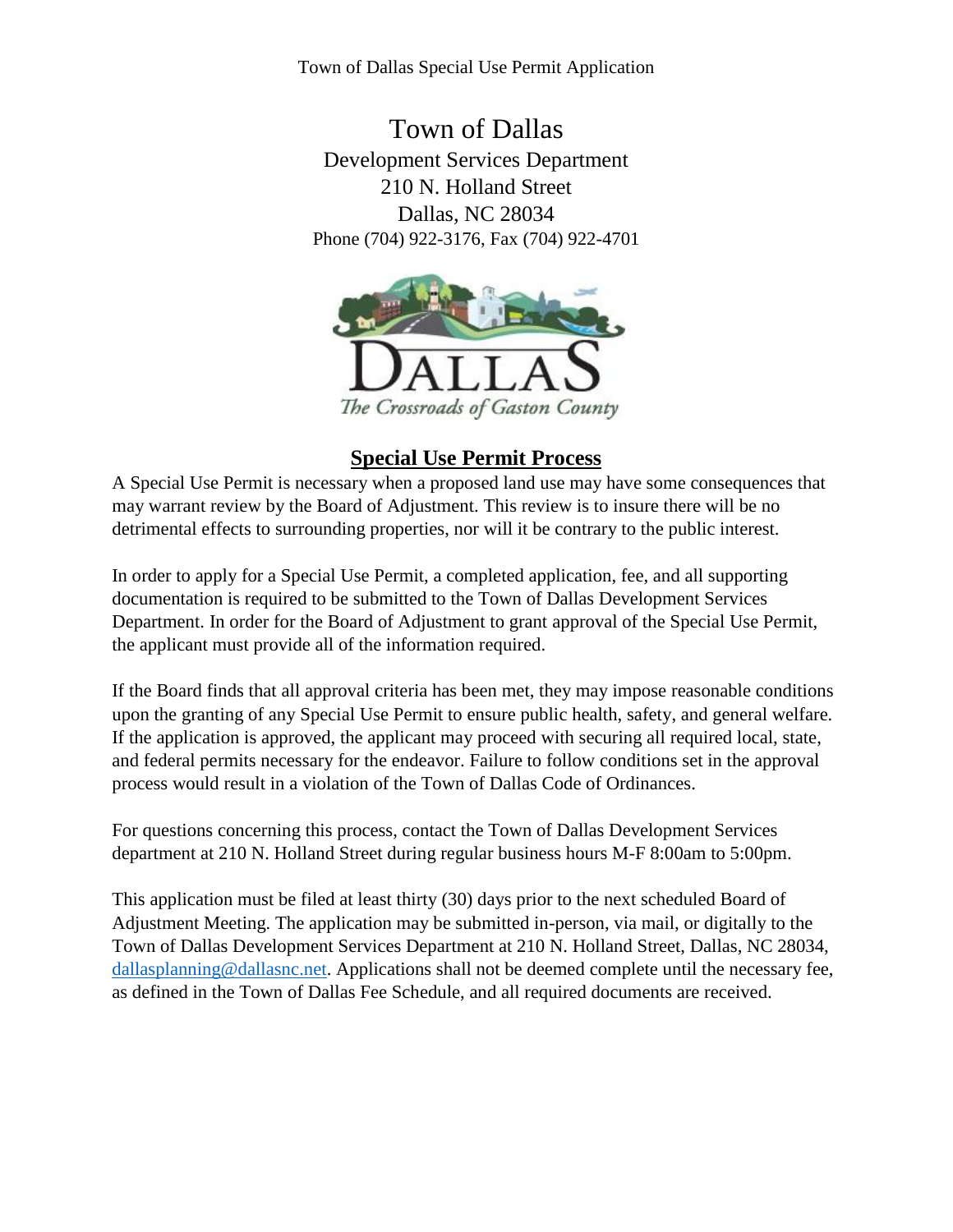# Town of Dallas

Development Services Department
210 N. Holland Street
Dallas, NC 28034
Phone (704) 922-3176, Fax (704) 922-4701

## Special Use Permit Process

A Special Use Permit is necessary when a proposed land use may have some consequences that may warrant review by the Board of Adjustment. This review is to insure there will be no detrimental effects to surrounding properties, nor will it be contrary to the public interest.

In order to apply for a Special Use Permit, a completed application, fee, and all supporting documentation is required to be submitted to the Town of Dallas Development Services Department. In order for the Board of Adjustment to grant approval of the Special Use Permit, the applicant must provide all of the information required.

If the Board finds that all approval criteria has been met, they may impose reasonable conditions upon the granting of any Special Use Permit to ensure public health, safety, and general welfare. If the application is approved, the applicant may proceed with securing all required local, state, and federal permits necessary for the endeavor. Failure to follow conditions set in the approval process would result in a violation of the Town of Dallas Code of Ordinances.

For questions concerning this process, contact the Town of Dallas Development Services department at 210 N. Holland Street during regular business hours M-F 8:00am to 5:00pm.

This application must be filed at least thirty (30) days prior to the next scheduled Board of Adjustment Meeting. The application may be submitted in-person, via mail, or digitally to the Town of Dallas Development Services Department at 210 N. Holland Street, Dallas, NC 28034, dallasplanning@dallasnc.net. Applications shall not be deemed complete until the necessary fee, as defined in the Town of Dallas Fee Schedule, and all required documents are received.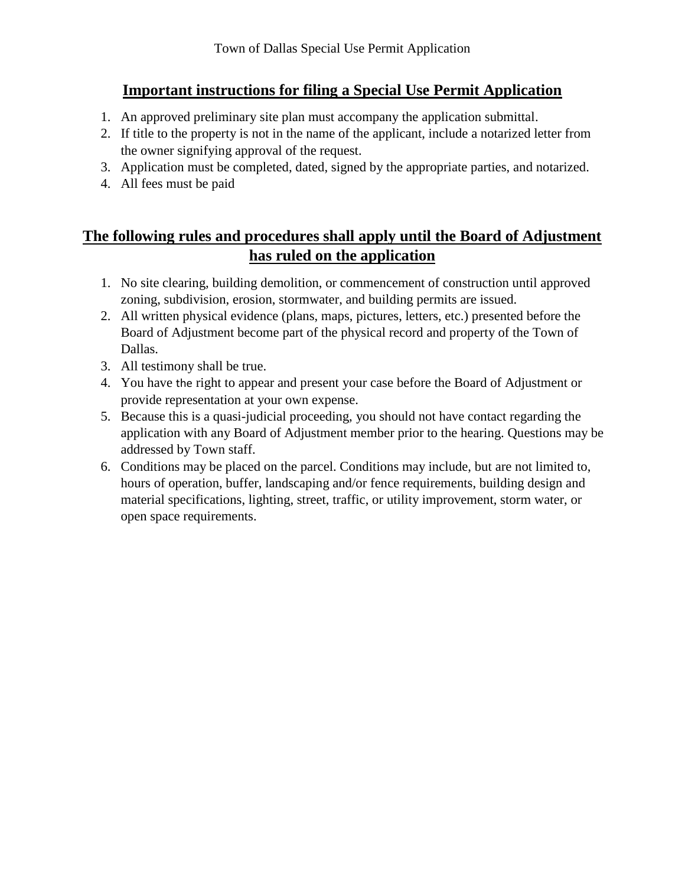## Important instructions for filing a Special Use Permit Application

1. An approved preliminary site plan must accompany the application submittal.
2. If title to the property is not in the name of the applicant, include a notarized letter from the owner signifying approval of the request.
3. Application must be completed, dated, signed by the appropriate parties, and notarized.
4. All fees must be paid

## The following rules and procedures shall apply until the Board of Adjustment has ruled on the application

1. No site clearing, building demolition, or commencement of construction until approved zoning, subdivision, erosion, stormwater, and building permits are issued.
2. All written physical evidence (plans, maps, pictures, letters, etc.) presented before the Board of Adjustment become part of the physical record and property of the Town of Dallas.
3. All testimony shall be true.
4. You have the right to appear and present your case before the Board of Adjustment or provide representation at your own expense.
5. Because this is a quasi-judicial proceeding, you should not have contact regarding the application with any Board of Adjustment member prior to the hearing. Questions may be addressed by Town staff.
6. Conditions may be placed on the parcel. Conditions may include, but are not limited to, hours of operation, buffer, landscaping and/or fence requirements, building design and material specifications, lighting, street, traffic, or utility improvement, storm water, or open space requirements.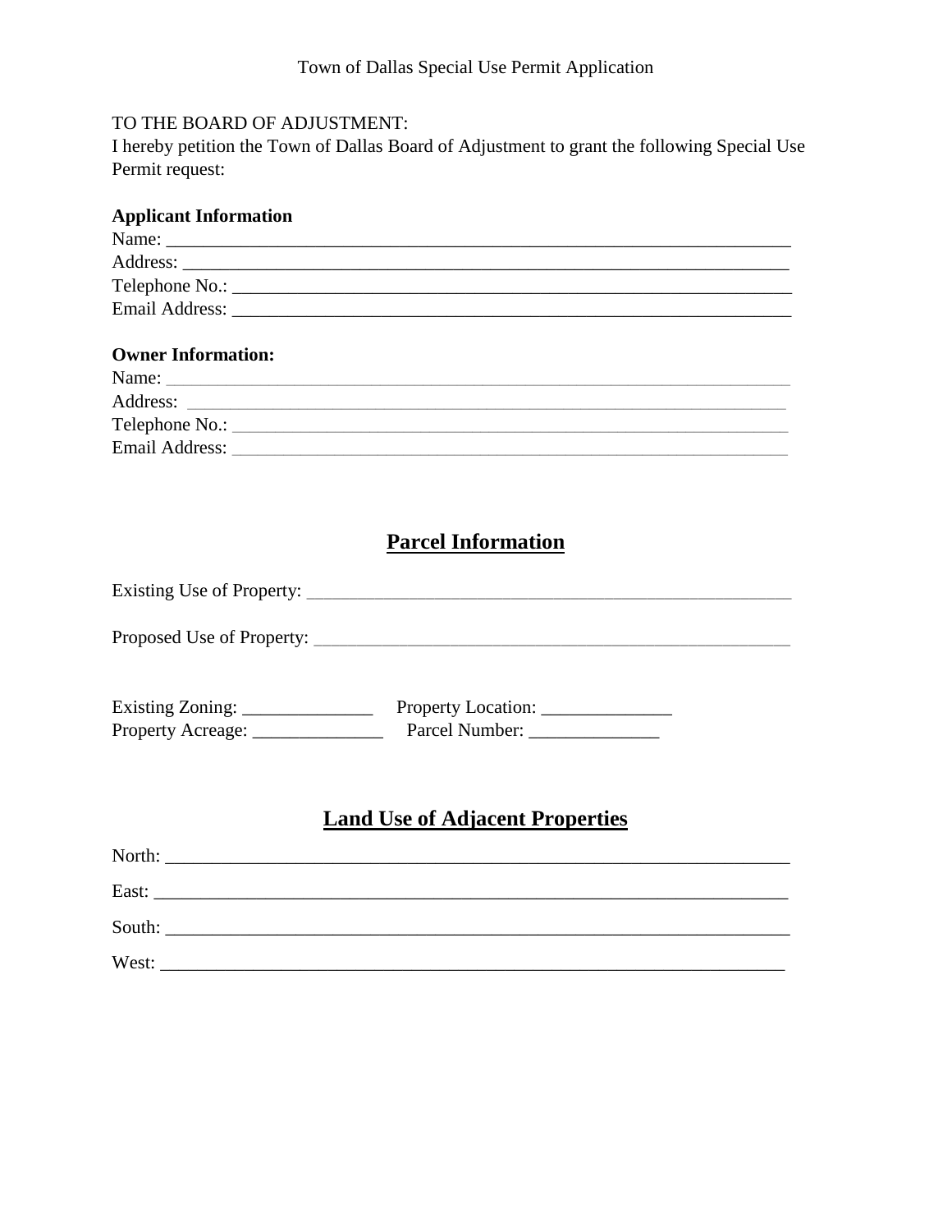Town of Dallas Special Use Permit Application

TO THE BOARD OF ADJUSTMENT:

I hereby petition the Town of Dallas Board of Adjustment to grant the following Special Use Permit request:

**Applicant Information**

Name: ____________________________________________________________________

Address: __________________________________________________________________

Telephone No.: _____________________________________________________________

Email Address: _____________________________________________________________

**Owner Information:**

Name: ____________________________________________________________________

Address: __________________________________________________________________

Telephone No.: _____________________________________________________________

Email Address: _____________________________________________________________

## Parcel Information

Existing Use of Property: ____________________________________________________

Proposed Use of Property: ___________________________________________________

Existing Zoning: ______________ Property Location: ______________

Property Acreage: ______________ Parcel Number: ______________

## Land Use of Adjacent Properties

North: ____________________________________________________________________

East: _____________________________________________________________________

South: ____________________________________________________________________

West: _____________________________________________________________________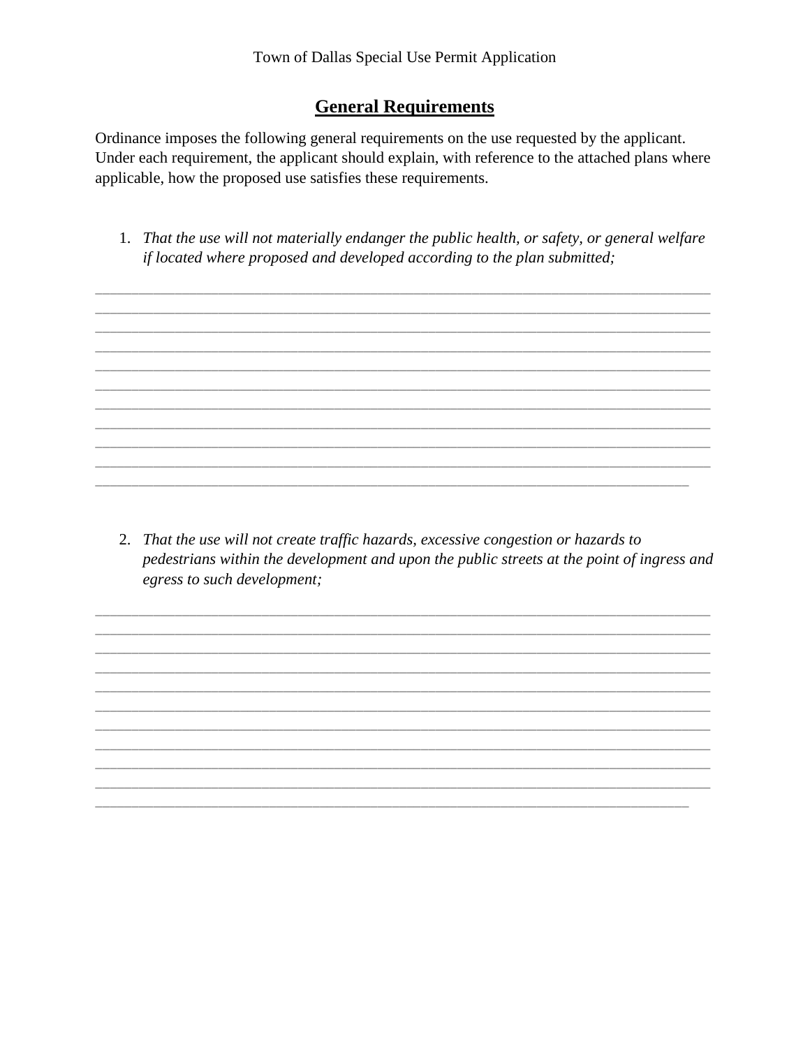Town of Dallas Special Use Permit Application

## General Requirements

Ordinance imposes the following general requirements on the use requested by the applicant. Under each requirement, the applicant should explain, with reference to the attached plans where applicable, how the proposed use satisfies these requirements.

1. *That the use will not materially endanger the public health, or safety, or general welfare if located where proposed and developed according to the plan submitted;*

______________________________________________________________________________
______________________________________________________________________________
______________________________________________________________________________
______________________________________________________________________________
______________________________________________________________________________
______________________________________________________________________________
______________________________________________________________________________
______________________________________________________________________________
______________________________________________________________________________
______________________________________________________________________________
____________________________________________________________________________

2. *That the use will not create traffic hazards, excessive congestion or hazards to pedestrians within the development and upon the public streets at the point of ingress and egress to such development;*

______________________________________________________________________________
______________________________________________________________________________
______________________________________________________________________________
______________________________________________________________________________
______________________________________________________________________________
______________________________________________________________________________
______________________________________________________________________________
______________________________________________________________________________
______________________________________________________________________________
______________________________________________________________________________
____________________________________________________________________________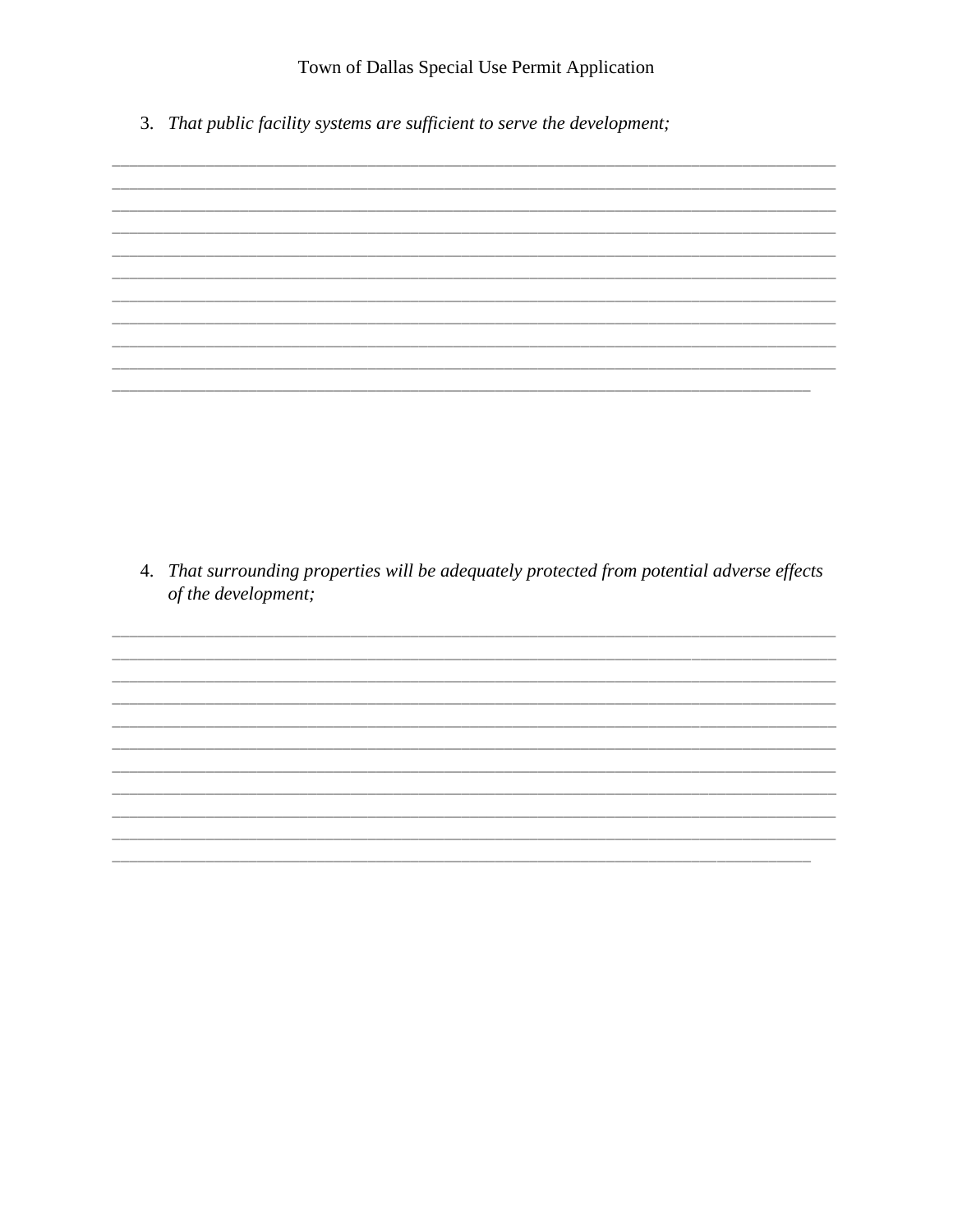3. *That public facility systems are sufficient to serve the development;*

_______________________________________________________________________________________
_______________________________________________________________________________________
_______________________________________________________________________________________
_______________________________________________________________________________________
_______________________________________________________________________________________
_______________________________________________________________________________________
_______________________________________________________________________________________
_______________________________________________________________________________________
_______________________________________________________________________________________
_______________________________________________________________________________________
____________________________________________________________________________________

4. *That surrounding properties will be adequately protected from potential adverse effects of the development;*

_______________________________________________________________________________________
_______________________________________________________________________________________
_______________________________________________________________________________________
_______________________________________________________________________________________
_______________________________________________________________________________________
_______________________________________________________________________________________
_______________________________________________________________________________________
_______________________________________________________________________________________
_______________________________________________________________________________________
_______________________________________________________________________________________
____________________________________________________________________________________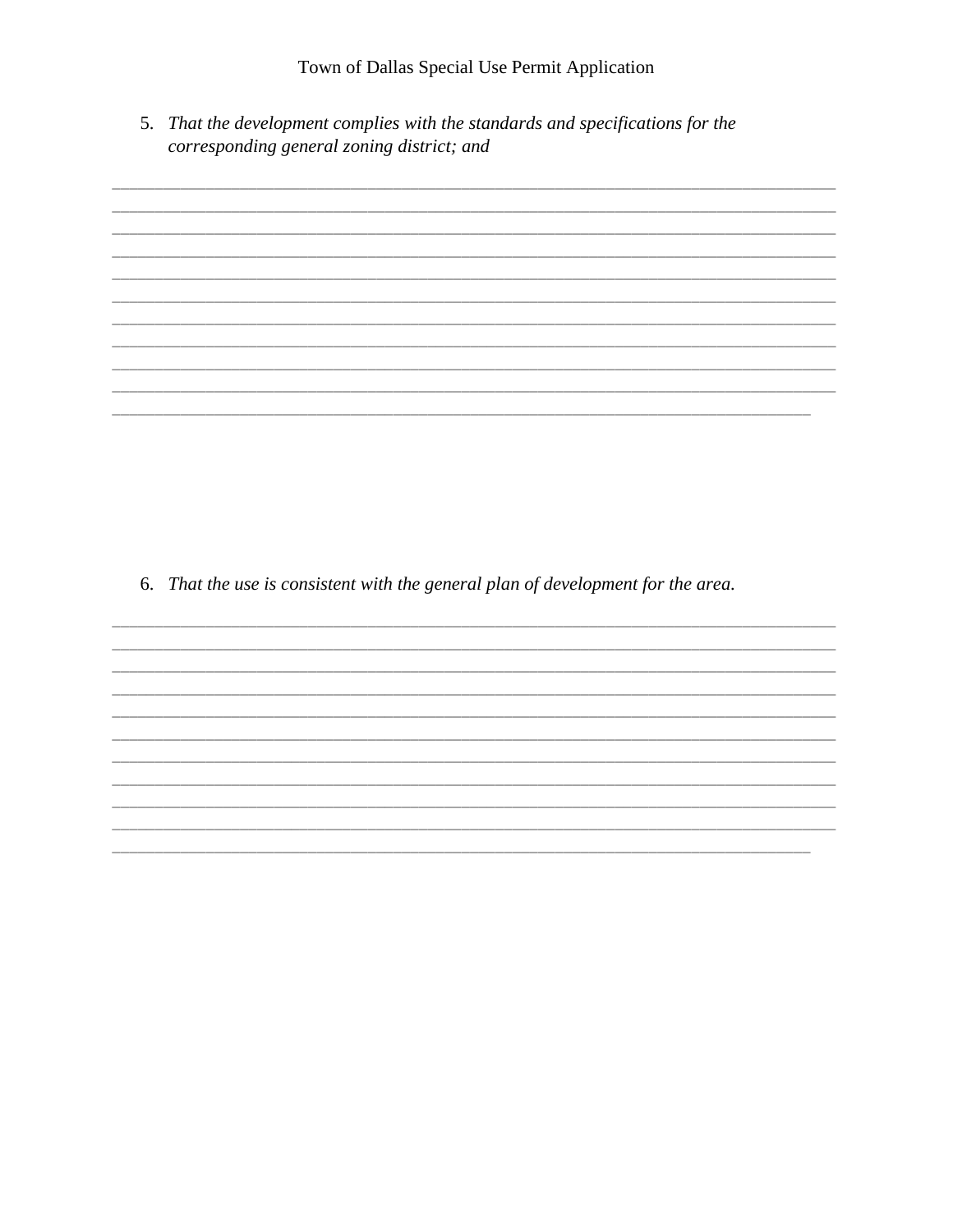5. *That the development complies with the standards and specifications for the corresponding general zoning district; and*

___________________________________________________________________________
___________________________________________________________________________
___________________________________________________________________________
___________________________________________________________________________
___________________________________________________________________________
___________________________________________________________________________
___________________________________________________________________________
___________________________________________________________________________
___________________________________________________________________________
___________________________________________________________________________
________________________________________________________________________

6. *That the use is consistent with the general plan of development for the area.*

___________________________________________________________________________
___________________________________________________________________________
___________________________________________________________________________
___________________________________________________________________________
___________________________________________________________________________
___________________________________________________________________________
___________________________________________________________________________
___________________________________________________________________________
___________________________________________________________________________
___________________________________________________________________________
________________________________________________________________________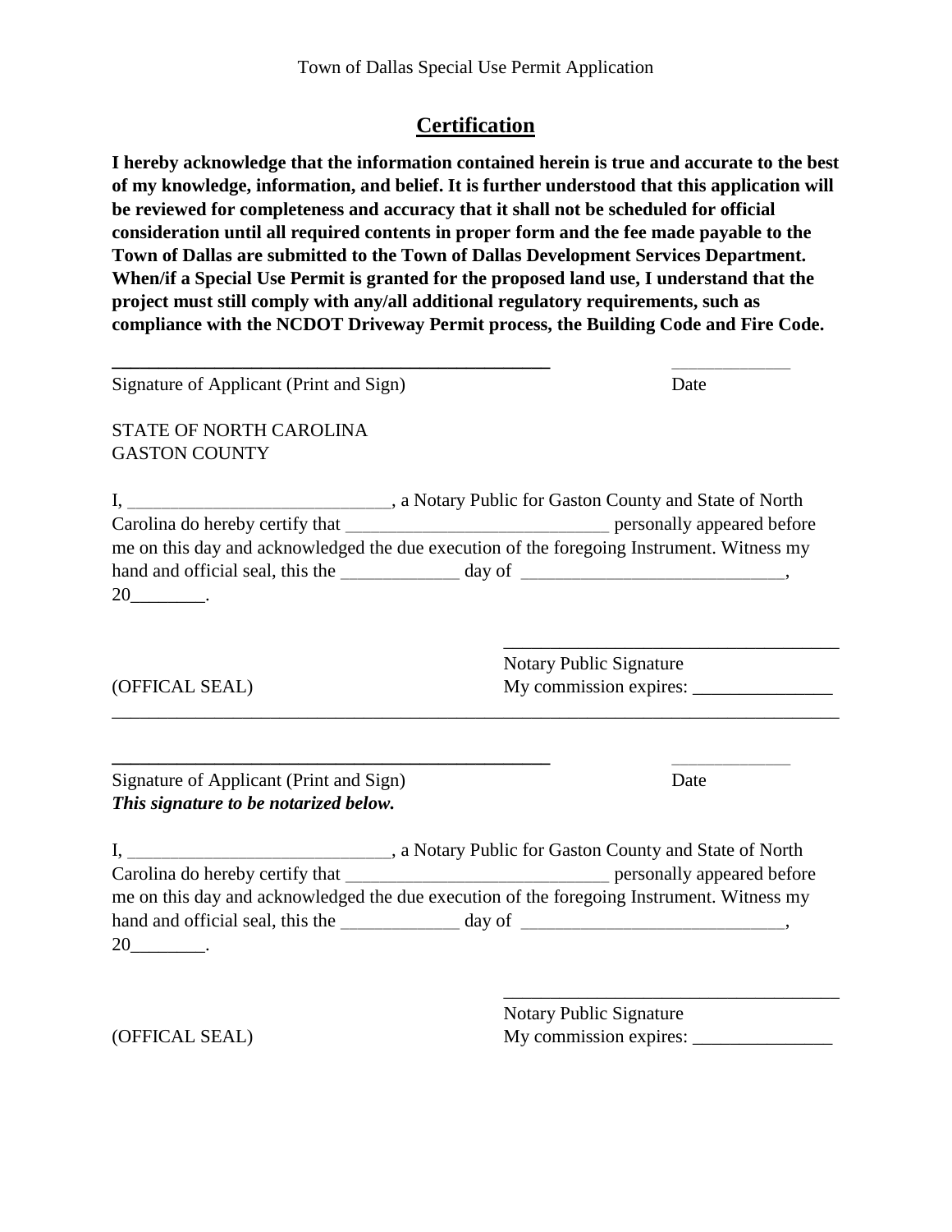## Certification

**I hereby acknowledge that the information contained herein is true and accurate to the best of my knowledge, information, and belief. It is further understood that this application will be reviewed for completeness and accuracy that it shall not be scheduled for official consideration until all required contents in proper form and the fee made payable to the Town of Dallas are submitted to the Town of Dallas Development Services Department. When/if a Special Use Permit is granted for the proposed land use, I understand that the project must still comply with any/all additional regulatory requirements, such as compliance with the NCDOT Driveway Permit process, the Building Code and Fire Code.**

_______________________________________________ _____________

Signature of Applicant (Print and Sign) Date

STATE OF NORTH CAROLINA
GASTON COUNTY

I, ____________________________, a Notary Public for Gaston County and State of North Carolina do hereby certify that ____________________________ personally appeared before me on this day and acknowledged the due execution of the foregoing Instrument. Witness my hand and official seal, this the _____________ day of ____________________________, 20________.

____________________________________
Notary Public Signature

(OFFICAL SEAL) My commission expires: _______________

---

_______________________________________________ _____________

Signature of Applicant (Print and Sign) Date

***This signature to be notarized below.***

I, ____________________________, a Notary Public for Gaston County and State of North Carolina do hereby certify that ____________________________ personally appeared before me on this day and acknowledged the due execution of the foregoing Instrument. Witness my hand and official seal, this the _____________ day of ____________________________, 20________.

____________________________________
Notary Public Signature

(OFFICAL SEAL) My commission expires: _______________